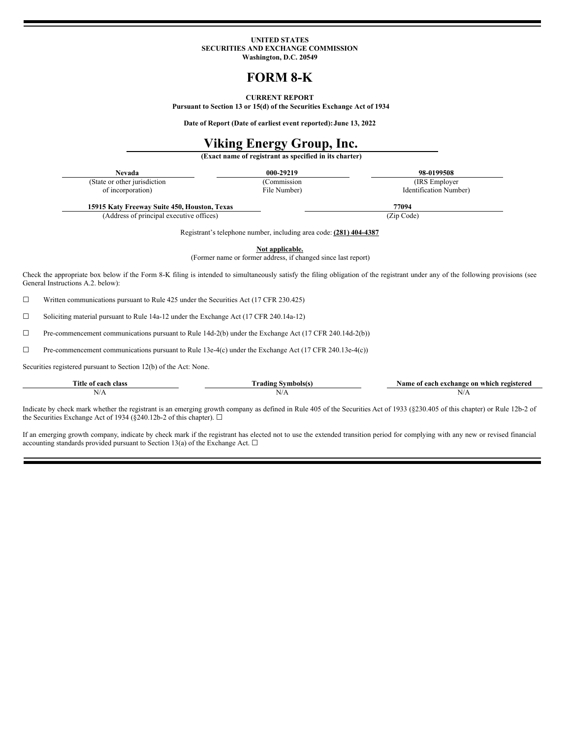**UNITED STATES**
**SECURITIES AND EXCHANGE COMMISSION**
**Washington, D.C. 20549**

# FORM 8-K

**CURRENT REPORT**
**Pursuant to Section 13 or 15(d) of the Securities Exchange Act of 1934**

**Date of Report (Date of earliest event reported): June 13, 2022**

# Viking Energy Group, Inc.

**(Exact name of registrant as specified in its charter)**

| **Nevada** | **000-29219** | **98-0199508** |
|---|---|---|
| (State or other jurisdiction of incorporation) | (Commission File Number) | (IRS Employer Identification Number) |

| **15915 Katy Freeway Suite 450, Houston, Texas** | **77094** |
|---|---|
| (Address of principal executive offices) | (Zip Code) |

Registrant's telephone number, including area code: **(281) 404-4387**

**Not applicable.**
(Former name or former address, if changed since last report)

Check the appropriate box below if the Form 8-K filing is intended to simultaneously satisfy the filing obligation of the registrant under any of the following provisions (see General Instructions A.2. below):

☐ Written communications pursuant to Rule 425 under the Securities Act (17 CFR 230.425)

☐ Soliciting material pursuant to Rule 14a-12 under the Exchange Act (17 CFR 240.14a-12)

☐ Pre-commencement communications pursuant to Rule 14d-2(b) under the Exchange Act (17 CFR 240.14d-2(b))

☐ Pre-commencement communications pursuant to Rule 13e-4(c) under the Exchange Act (17 CFR 240.13e-4(c))

Securities registered pursuant to Section 12(b) of the Act: None.

| Title of each class | Trading Symbols(s) | Name of each exchange on which registered |
|---|---|---|
| N/A | N/A | N/A |

Indicate by check mark whether the registrant is an emerging growth company as defined in Rule 405 of the Securities Act of 1933 (§230.405 of this chapter) or Rule 12b-2 of the Securities Exchange Act of 1934 (§240.12b-2 of this chapter). ☐

If an emerging growth company, indicate by check mark if the registrant has elected not to use the extended transition period for complying with any new or revised financial accounting standards provided pursuant to Section 13(a) of the Exchange Act. ☐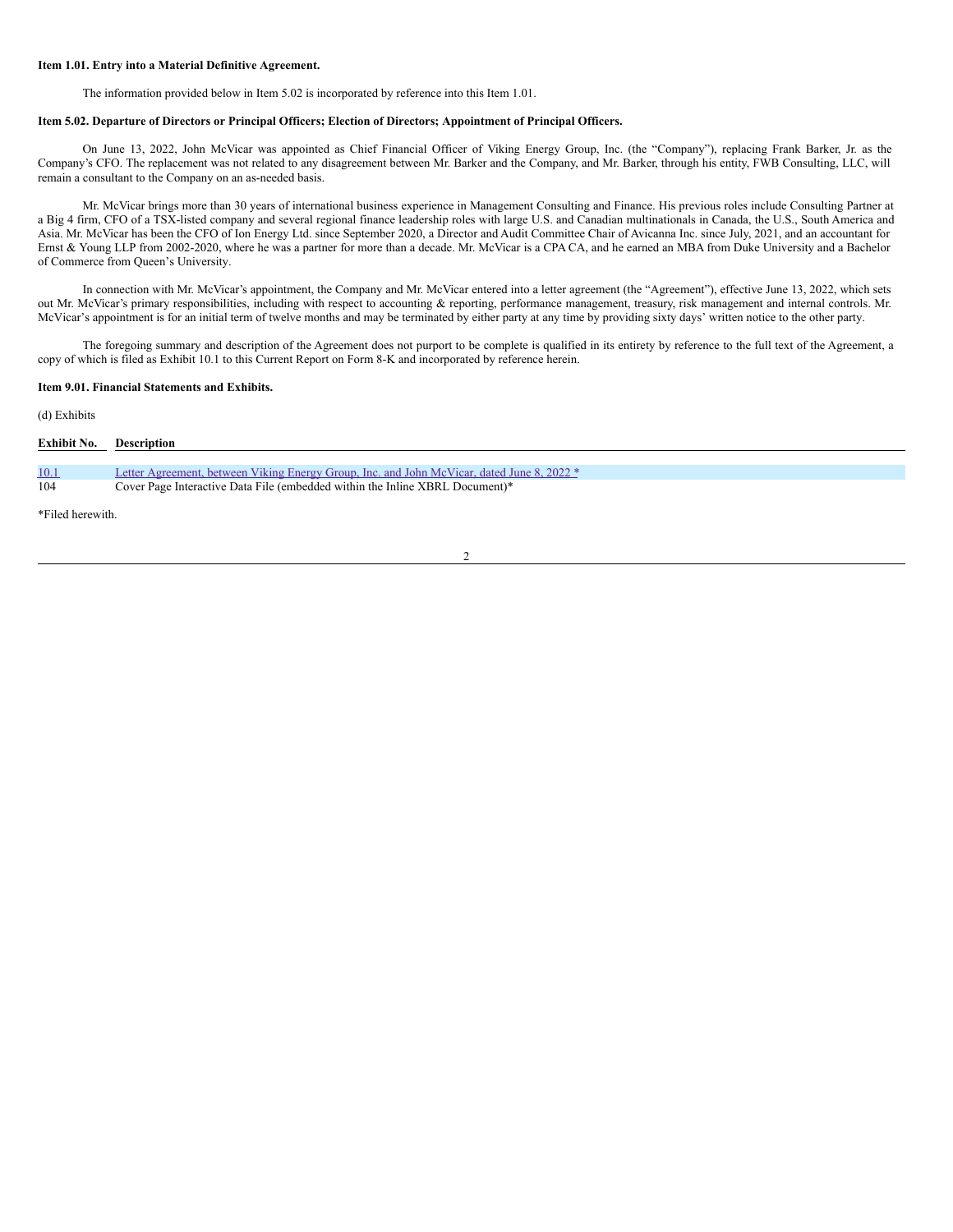**Item 1.01. Entry into a Material Definitive Agreement.**

The information provided below in Item 5.02 is incorporated by reference into this Item 1.01.

**Item 5.02. Departure of Directors or Principal Officers; Election of Directors; Appointment of Principal Officers.**

On June 13, 2022, John McVicar was appointed as Chief Financial Officer of Viking Energy Group, Inc. (the "Company"), replacing Frank Barker, Jr. as the Company's CFO. The replacement was not related to any disagreement between Mr. Barker and the Company, and Mr. Barker, through his entity, FWB Consulting, LLC, will remain a consultant to the Company on an as-needed basis.

Mr. McVicar brings more than 30 years of international business experience in Management Consulting and Finance. His previous roles include Consulting Partner at a Big 4 firm, CFO of a TSX-listed company and several regional finance leadership roles with large U.S. and Canadian multinationals in Canada, the U.S., South America and Asia. Mr. McVicar has been the CFO of Ion Energy Ltd. since September 2020, a Director and Audit Committee Chair of Avicanna Inc. since July, 2021, and an accountant for Ernst & Young LLP from 2002-2020, where he was a partner for more than a decade. Mr. McVicar is a CPA CA, and he earned an MBA from Duke University and a Bachelor of Commerce from Queen's University.

In connection with Mr. McVicar's appointment, the Company and Mr. McVicar entered into a letter agreement (the "Agreement"), effective June 13, 2022, which sets out Mr. McVicar's primary responsibilities, including with respect to accounting & reporting, performance management, treasury, risk management and internal controls. Mr. McVicar's appointment is for an initial term of twelve months and may be terminated by either party at any time by providing sixty days' written notice to the other party.

The foregoing summary and description of the Agreement does not purport to be complete is qualified in its entirety by reference to the full text of the Agreement, a copy of which is filed as Exhibit 10.1 to this Current Report on Form 8-K and incorporated by reference herein.

**Item 9.01. Financial Statements and Exhibits.**

(d) Exhibits

| Exhibit No. | Description |
|---|---|
| 10.1 | Letter Agreement, between Viking Energy Group, Inc. and John McVicar, dated June 8, 2022 * |
| 104 | Cover Page Interactive Data File (embedded within the Inline XBRL Document)* |

*Filed herewith.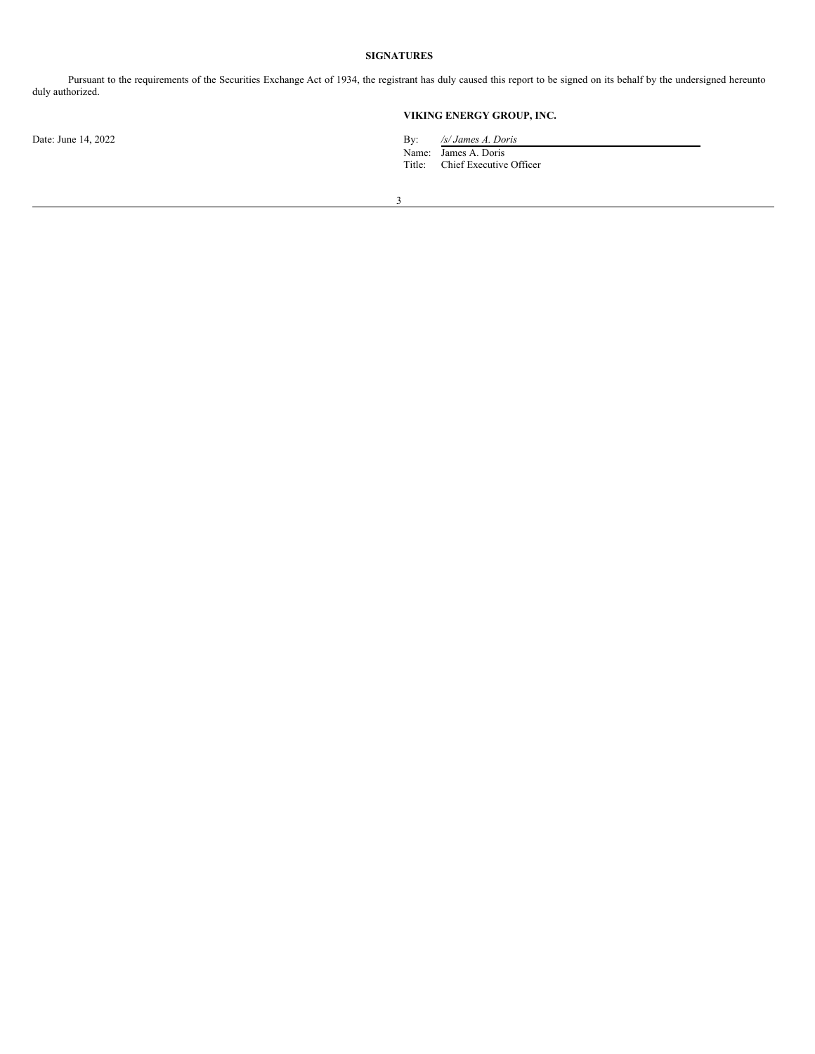**SIGNATURES**

Pursuant to the requirements of the Securities Exchange Act of 1934, the registrant has duly caused this report to be signed on its behalf by the undersigned hereunto duly authorized.

**VIKING ENERGY GROUP, INC.**

Date: June 14, 2022

By: */s/ James A. Doris*
Name: James A. Doris
Title: Chief Executive Officer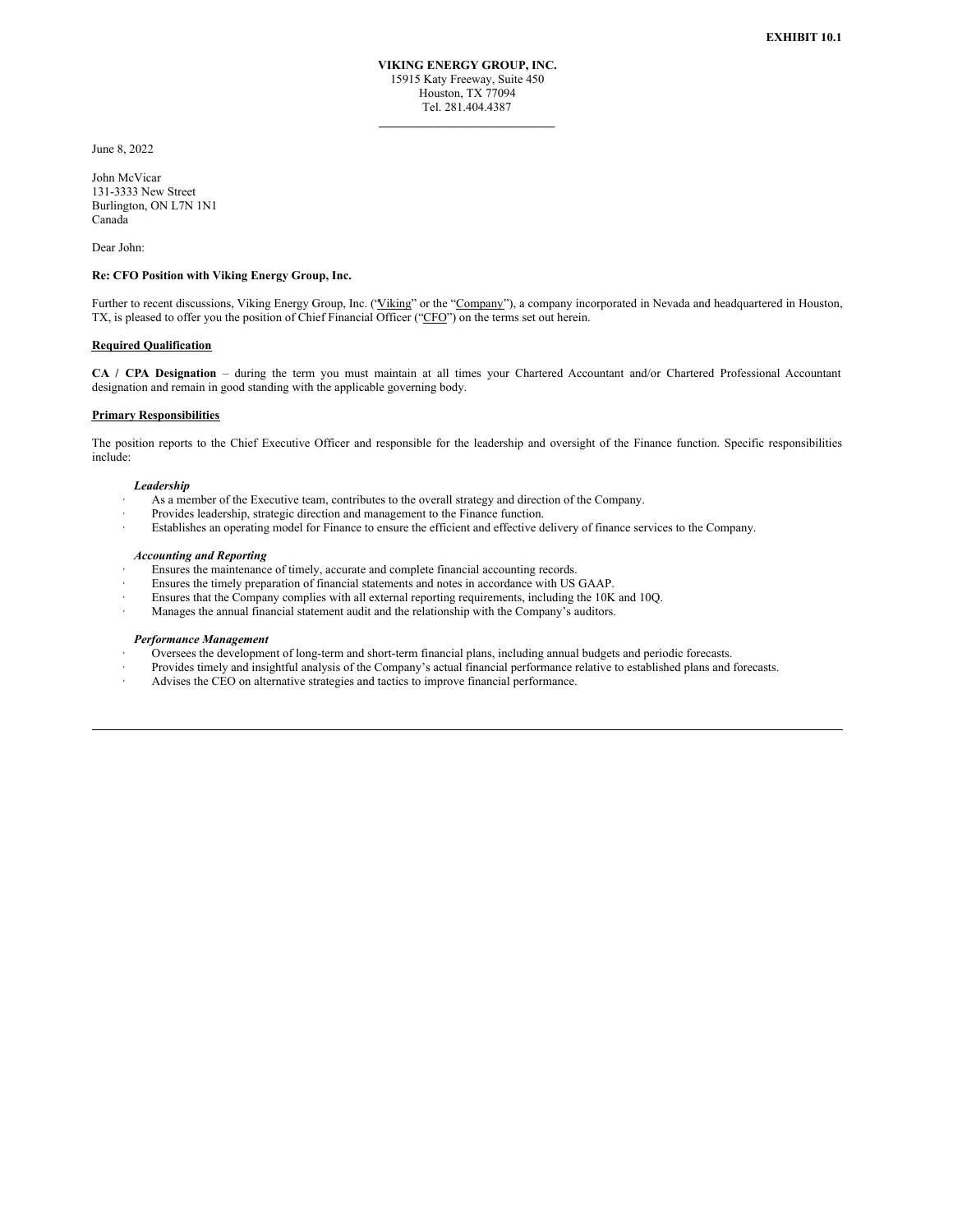**EXHIBIT 10.1**

**VIKING ENERGY GROUP, INC.**
15915 Katy Freeway, Suite 450
Houston, TX 77094
Tel. 281.404.4387

---

June 8, 2022

John McVicar
131-3333 New Street
Burlington, ON L7N 1N1
Canada

Dear John:

**Re: CFO Position with Viking Energy Group, Inc.**

Further to recent discussions, Viking Energy Group, Inc. ("Viking" or the "Company"), a company incorporated in Nevada and headquartered in Houston, TX, is pleased to offer you the position of Chief Financial Officer ("CFO") on the terms set out herein.

**Required Qualification**

**CA / CPA Designation** – during the term you must maintain at all times your Chartered Accountant and/or Chartered Professional Accountant designation and remain in good standing with the applicable governing body.

**Primary Responsibilities**

The position reports to the Chief Executive Officer and responsible for the leadership and oversight of the Finance function. Specific responsibilities include:

***Leadership***

- As a member of the Executive team, contributes to the overall strategy and direction of the Company.
- Provides leadership, strategic direction and management to the Finance function.
- Establishes an operating model for Finance to ensure the efficient and effective delivery of finance services to the Company.

***Accounting and Reporting***

- Ensures the maintenance of timely, accurate and complete financial accounting records.
- Ensures the timely preparation of financial statements and notes in accordance with US GAAP.
- Ensures that the Company complies with all external reporting requirements, including the 10K and 10Q.
- Manages the annual financial statement audit and the relationship with the Company's auditors.

***Performance Management***

- Oversees the development of long-term and short-term financial plans, including annual budgets and periodic forecasts.
- Provides timely and insightful analysis of the Company's actual financial performance relative to established plans and forecasts.
- Advises the CEO on alternative strategies and tactics to improve financial performance.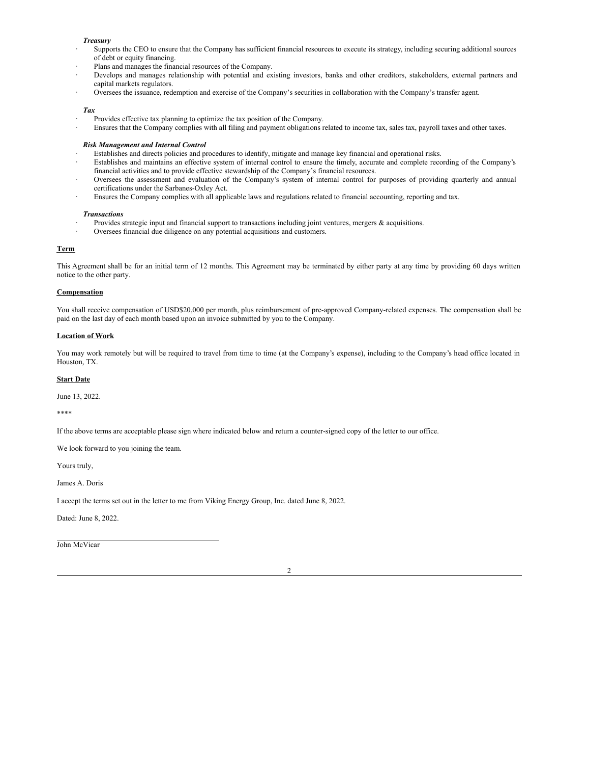***Treasury***

- Supports the CEO to ensure that the Company has sufficient financial resources to execute its strategy, including securing additional sources of debt or equity financing.
- Plans and manages the financial resources of the Company.
- Develops and manages relationship with potential and existing investors, banks and other creditors, stakeholders, external partners and capital markets regulators.
- Oversees the issuance, redemption and exercise of the Company's securities in collaboration with the Company's transfer agent.

***Tax***

- Provides effective tax planning to optimize the tax position of the Company.
- Ensures that the Company complies with all filing and payment obligations related to income tax, sales tax, payroll taxes and other taxes.

***Risk Management and Internal Control***

- Establishes and directs policies and procedures to identify, mitigate and manage key financial and operational risks.
- Establishes and maintains an effective system of internal control to ensure the timely, accurate and complete recording of the Company's financial activities and to provide effective stewardship of the Company's financial resources.
- Oversees the assessment and evaluation of the Company's system of internal control for purposes of providing quarterly and annual certifications under the Sarbanes-Oxley Act.
- Ensures the Company complies with all applicable laws and regulations related to financial accounting, reporting and tax.

***Transactions***

- Provides strategic input and financial support to transactions including joint ventures, mergers & acquisitions.
- Oversees financial due diligence on any potential acquisitions and customers.

**Term**

This Agreement shall be for an initial term of 12 months. This Agreement may be terminated by either party at any time by providing 60 days written notice to the other party.

**Compensation**

You shall receive compensation of USD$20,000 per month, plus reimbursement of pre-approved Company-related expenses. The compensation shall be paid on the last day of each month based upon an invoice submitted by you to the Company.

**Location of Work**

You may work remotely but will be required to travel from time to time (at the Company's expense), including to the Company's head office located in Houston, TX.

**Start Date**

June 13, 2022.

****

If the above terms are acceptable please sign where indicated below and return a counter-signed copy of the letter to our office.

We look forward to you joining the team.

Yours truly,

James A. Doris

I accept the terms set out in the letter to me from Viking Energy Group, Inc. dated June 8, 2022.

Dated: June 8, 2022.

John McVicar